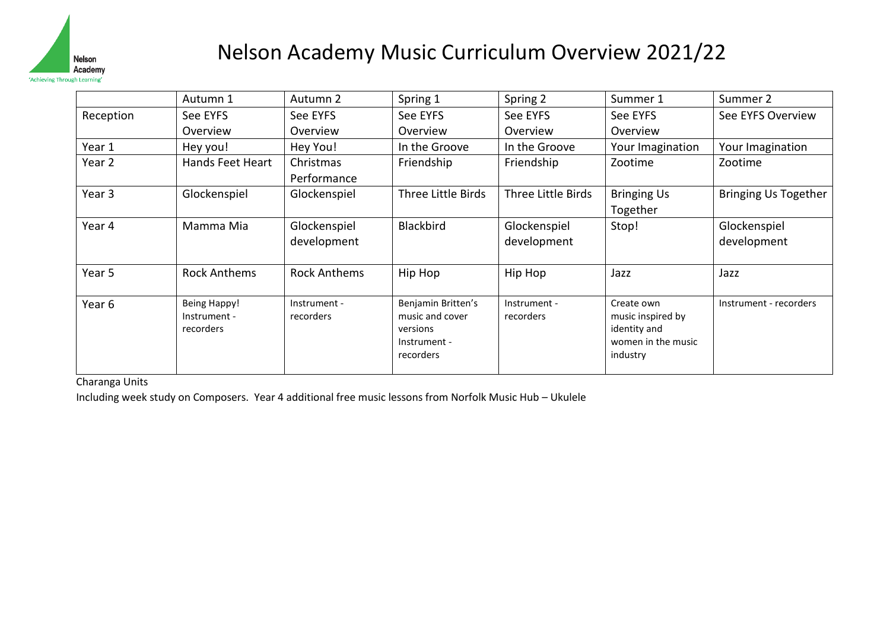Nelson Academy
'Achieving Through Learning'

# Nelson Academy Music Curriculum Overview 2021/22

| | Autumn 1 | Autumn 2 | Spring 1 | Spring 2 | Summer 1 | Summer 2 |
|---|---|---|---|---|---|---|
| Reception | See EYFS Overview | See EYFS Overview | See EYFS Overview | See EYFS Overview | See EYFS Overview | See EYFS Overview |
| Year 1 | Hey you! | Hey You! | In the Groove | In the Groove | Your Imagination | Your Imagination |
| Year 2 | Hands Feet Heart | Christmas Performance | Friendship | Friendship | Zootime | Zootime |
| Year 3 | Glockenspiel | Glockenspiel | Three Little Birds | Three Little Birds | Bringing Us Together | Bringing Us Together |
| Year 4 | Mamma Mia | Glockenspiel development | Blackbird | Glockenspiel development | Stop! | Glockenspiel development |
| Year 5 | Rock Anthems | Rock Anthems | Hip Hop | Hip Hop | Jazz | Jazz |
| Year 6 | Being Happy! Instrument - recorders | Instrument - recorders | Benjamin Britten's music and cover versions Instrument - recorders | Instrument - recorders | Create own music inspired by identity and women in the music industry | Instrument - recorders |

Charanga Units

Including week study on Composers. Year 4 additional free music lessons from Norfolk Music Hub – Ukulele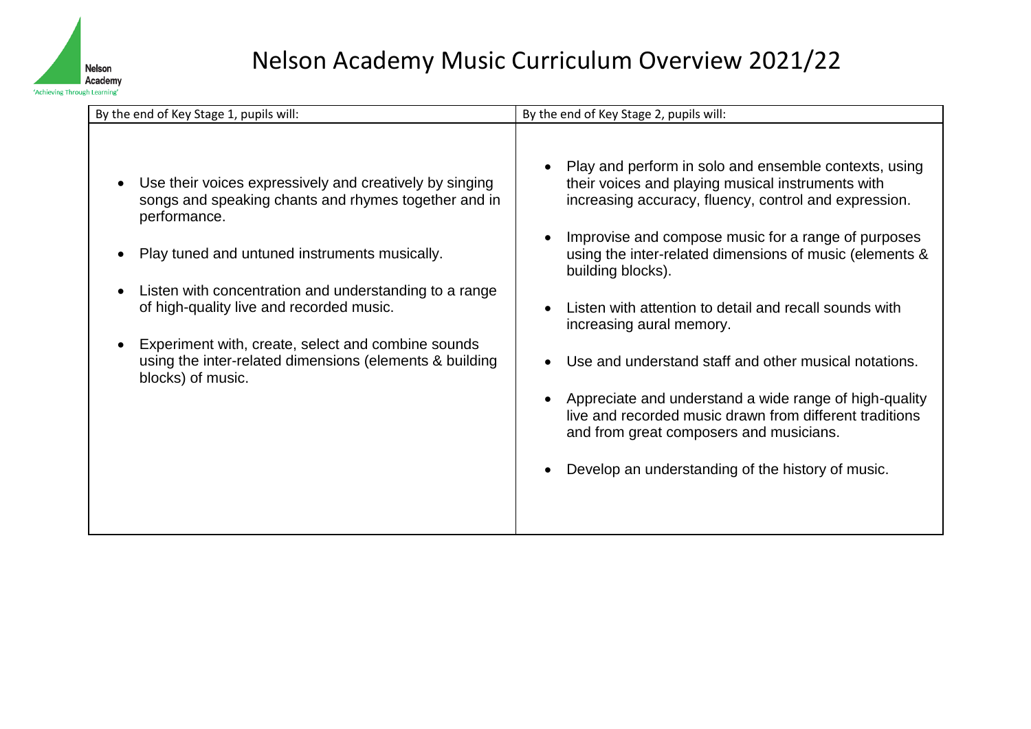Nelson Academy
'Achieving Through Learning'

# Nelson Academy Music Curriculum Overview 2021/22

| By the end of Key Stage 1, pupils will: | By the end of Key Stage 2, pupils will: |
| --- | --- |
| • Use their voices expressively and creatively by singing songs and speaking chants and rhymes together and in performance.<br><br>• Play tuned and untuned instruments musically.<br><br>• Listen with concentration and understanding to a range of high-quality live and recorded music.<br><br>• Experiment with, create, select and combine sounds using the inter-related dimensions (elements & building blocks) of music. | • Play and perform in solo and ensemble contexts, using their voices and playing musical instruments with increasing accuracy, fluency, control and expression.<br><br>• Improvise and compose music for a range of purposes using the inter-related dimensions of music (elements & building blocks).<br><br>• Listen with attention to detail and recall sounds with increasing aural memory.<br><br>• Use and understand staff and other musical notations.<br><br>• Appreciate and understand a wide range of high-quality live and recorded music drawn from different traditions and from great composers and musicians.<br><br>• Develop an understanding of the history of music. |